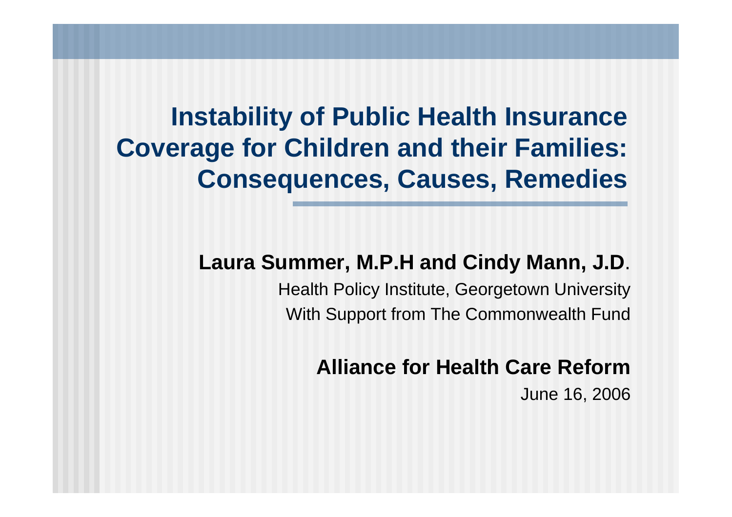# Instability of Public Health Insurance Coverage for Children and their Families: Consequences, Causes, Remedies

**Laura Summer, M.P.H and Cindy Mann, J.D**.

Health Policy Institute, Georgetown University

With Support from The Commonwealth Fund

**Alliance for Health Care Reform**

June 16, 2006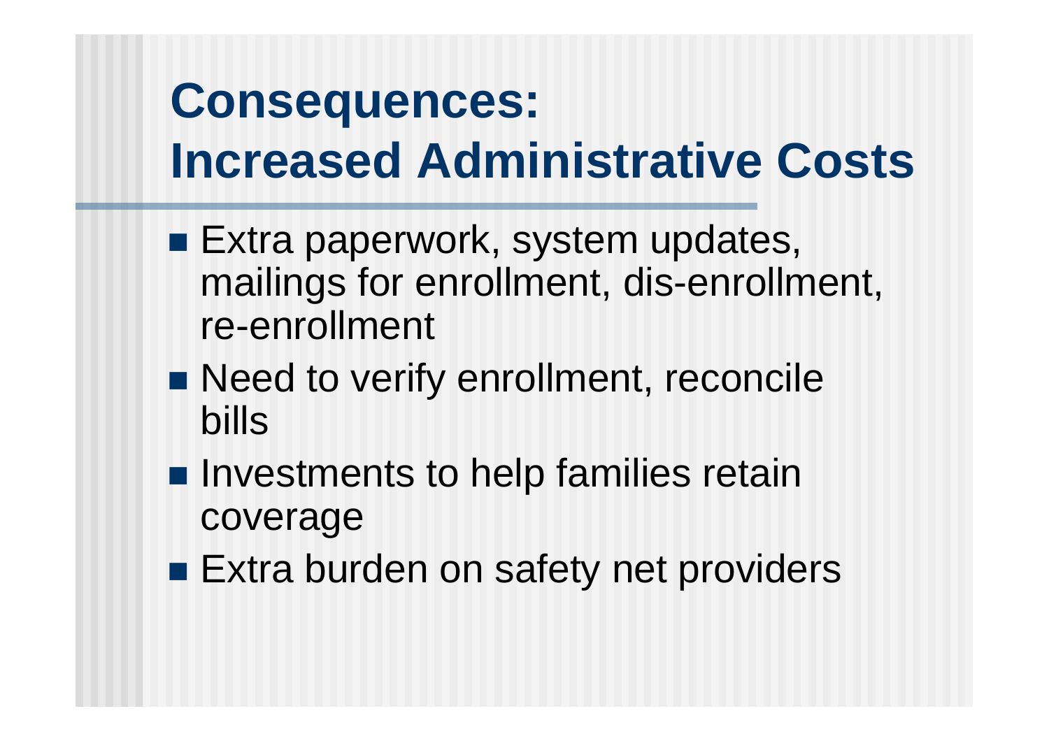# Consequences: Increased Administrative Costs

- Extra paperwork, system updates, mailings for enrollment, dis-enrollment, re-enrollment
- Need to verify enrollment, reconcile bills
- Investments to help families retain coverage
- Extra burden on safety net providers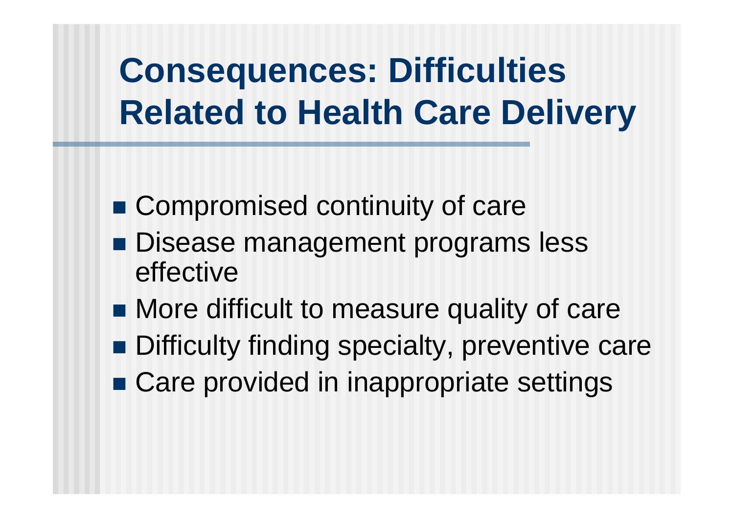# Consequences: Difficulties Related to Health Care Delivery

- Compromised continuity of care
- Disease management programs less effective
- More difficult to measure quality of care
- Difficulty finding specialty, preventive care
- Care provided in inappropriate settings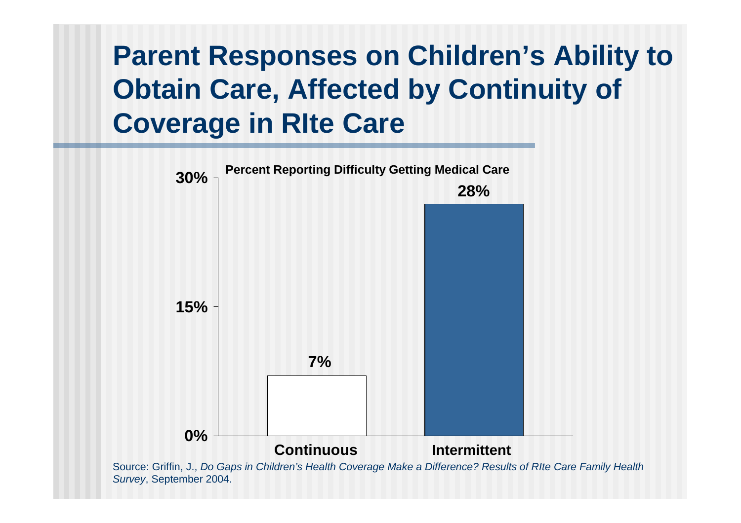# Parent Responses on Children's Ability to Obtain Care, Affected by Continuity of Coverage in RIte Care

**Percent Reporting Difficulty Getting Medical Care**

| Coverage | Percent |
|---|---|
| Continuous | 7% |
| Intermittent | 28% |

Source: Griffin, J., *Do Gaps in Children's Health Coverage Make a Difference? Results of RIte Care Family Health Survey*, September 2004.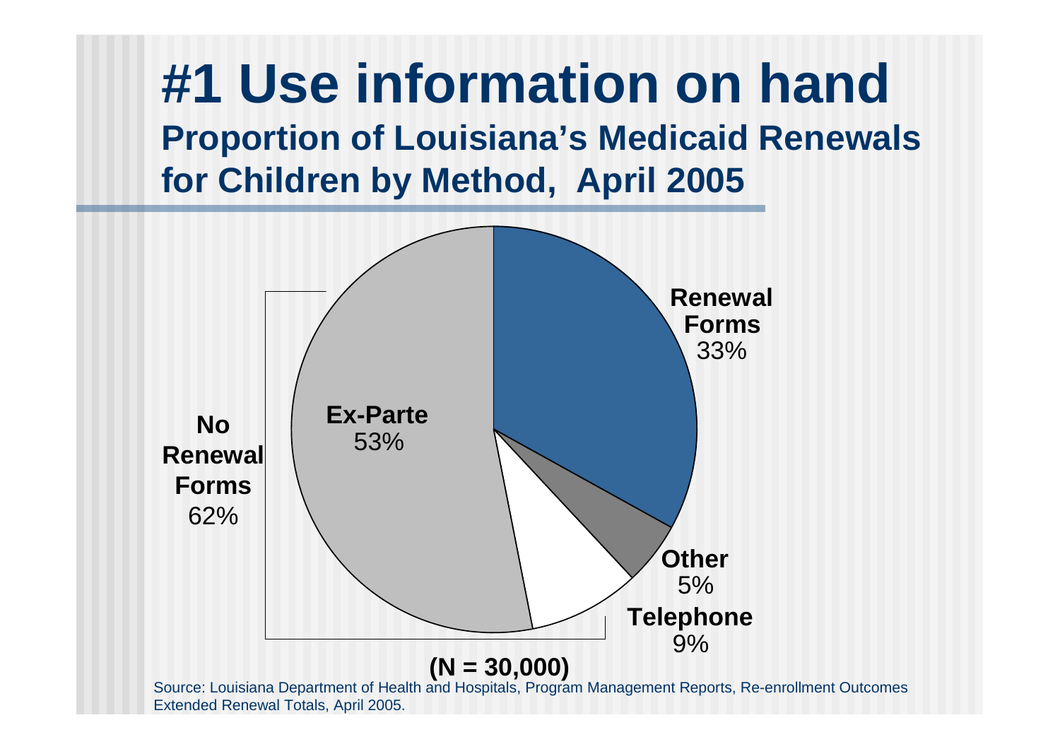# #1 Use information on hand

## Proportion of Louisiana's Medicaid Renewals for Children by Method, April 2005

**Renewal Forms** 33%

**Other** 5%

**Telephone** 9%

**Ex-Parte** 53%

**No Renewal Forms** 62%

**(N = 30,000)**

Source: Louisiana Department of Health and Hospitals, Program Management Reports, Re-enrollment Outcomes Extended Renewal Totals, April 2005.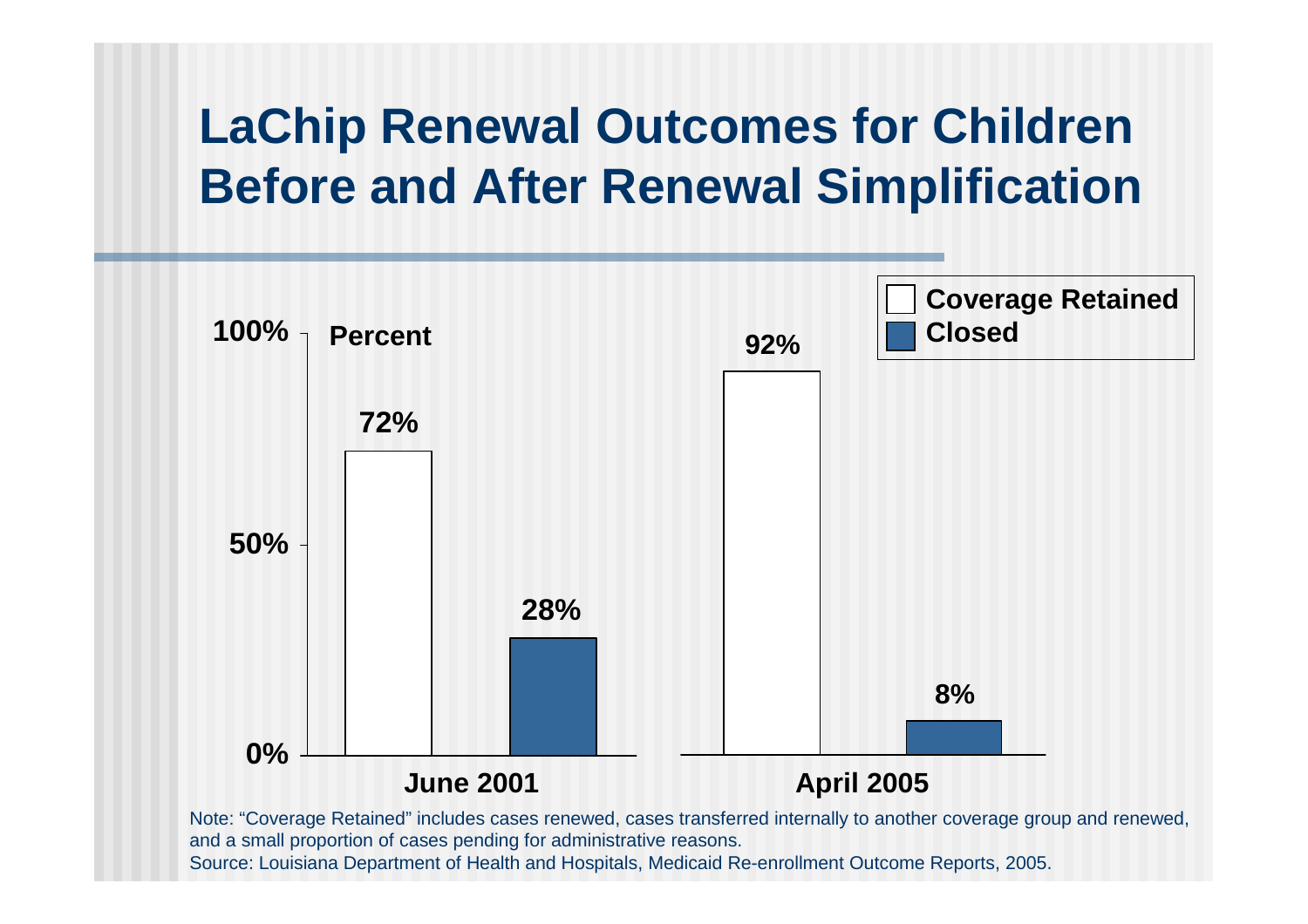# LaChip Renewal Outcomes for Children Before and After Renewal Simplification

| Percent | June 2001 | April 2005 |
|---|---|---|
| Coverage Retained | 72% | 92% |
| Closed | 28% | 8% |

Note: "Coverage Retained" includes cases renewed, cases transferred internally to another coverage group and renewed, and a small proportion of cases pending for administrative reasons.

Source: Louisiana Department of Health and Hospitals, Medicaid Re-enrollment Outcome Reports, 2005.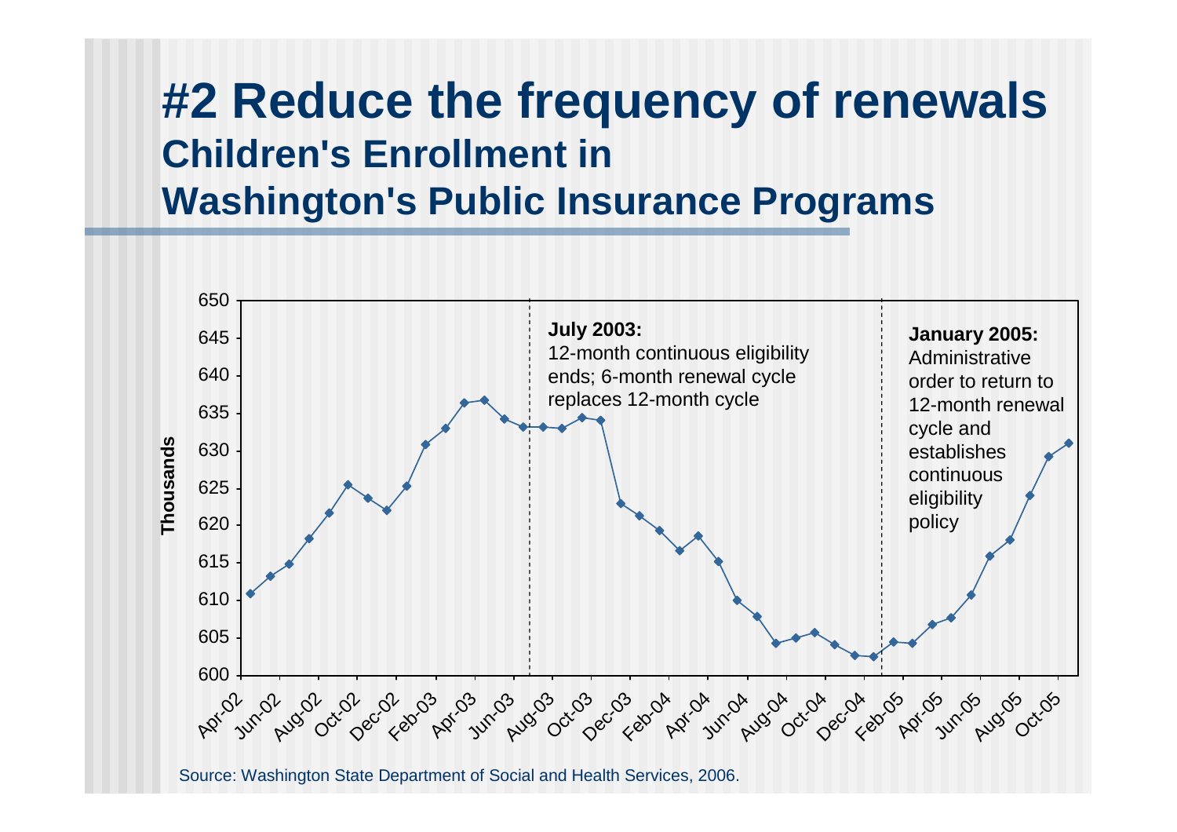# #2 Reduce the frequency of renewals

## Children's Enrollment in Washington's Public Insurance Programs

Thousands

**July 2003:**
12-month continuous eligibility ends; 6-month renewal cycle replaces 12-month cycle

**January 2005:**
Administrative order to return to 12-month renewal cycle and establishes continuous eligibility policy

Source: Washington State Department of Social and Health Services, 2006.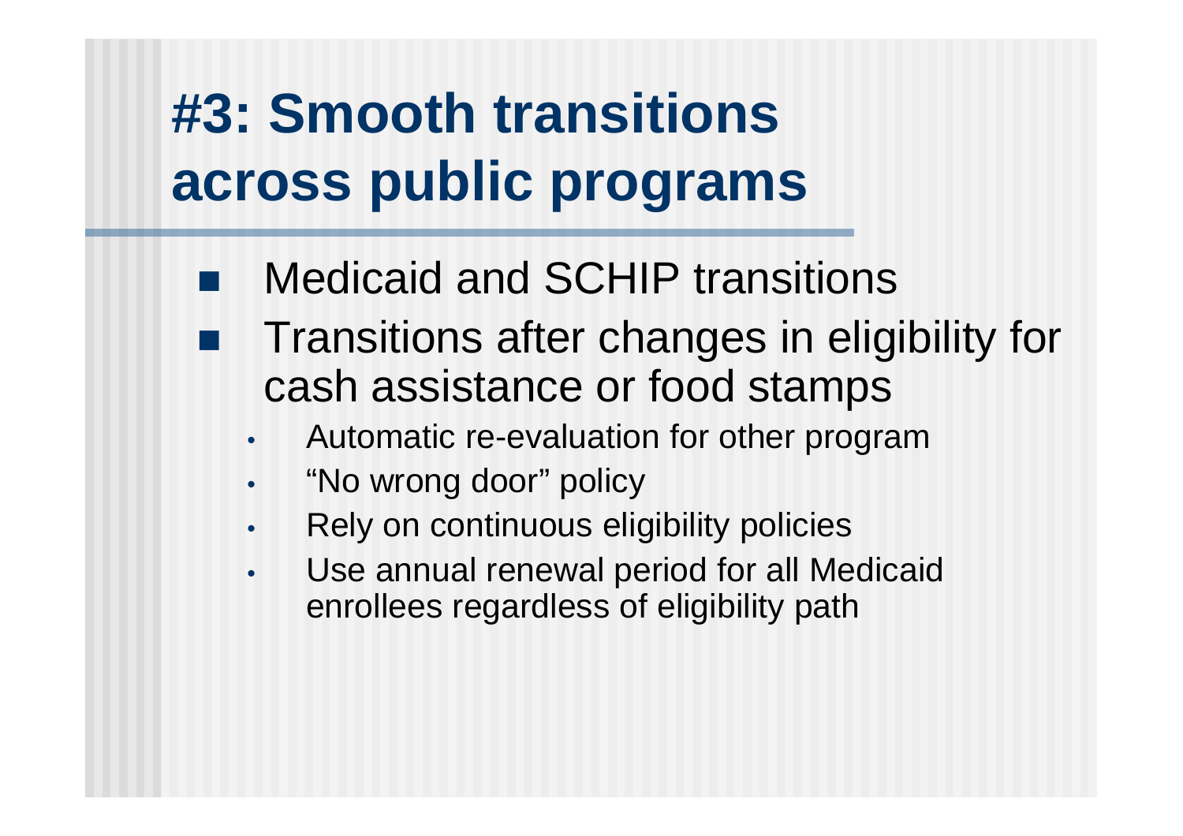# #3: Smooth transitions across public programs

- Medicaid and SCHIP transitions
- Transitions after changes in eligibility for cash assistance or food stamps
  - Automatic re-evaluation for other program
  - "No wrong door" policy
  - Rely on continuous eligibility policies
  - Use annual renewal period for all Medicaid enrollees regardless of eligibility path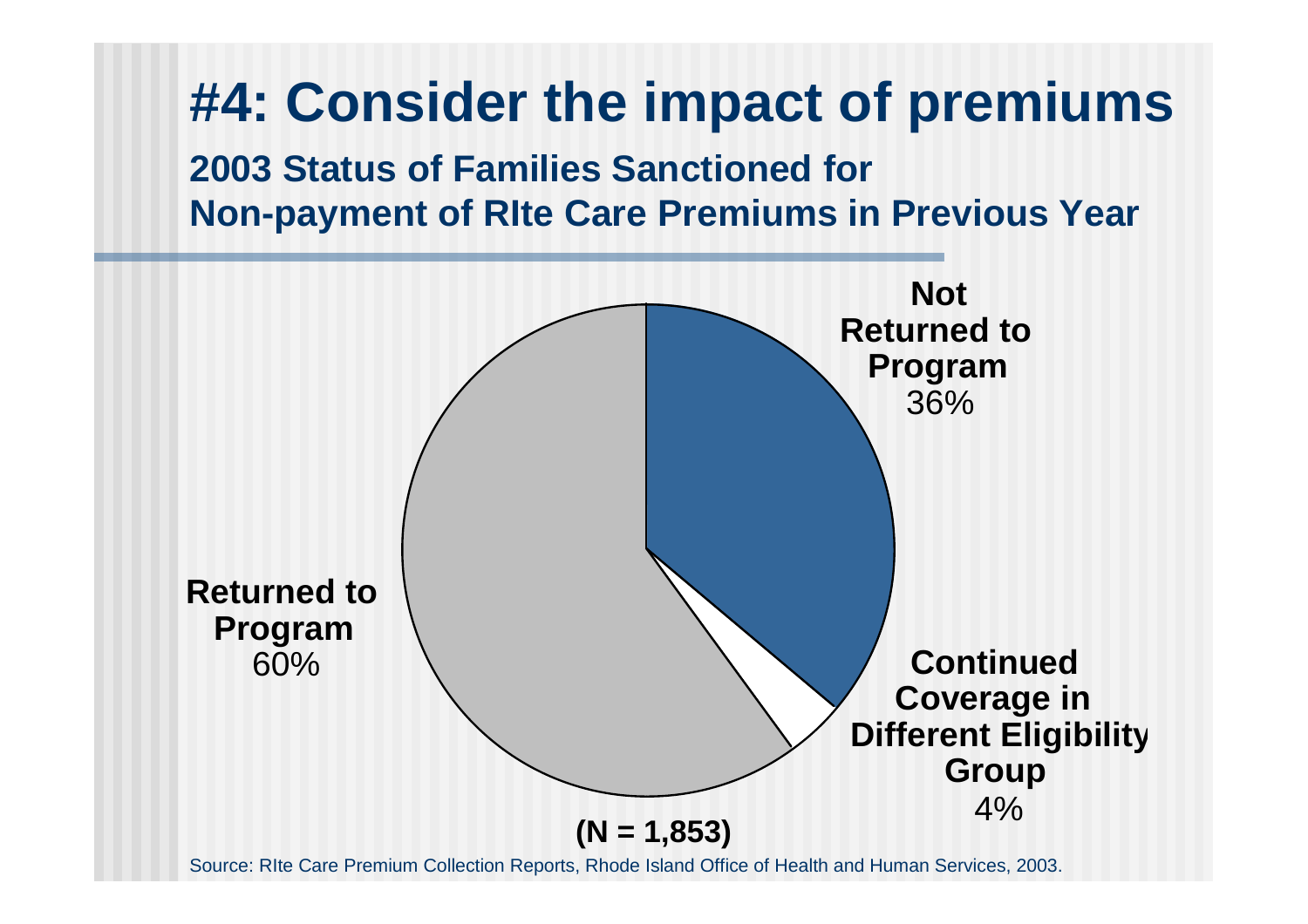# #4: Consider the impact of premiums

**2003 Status of Families Sanctioned for Non-payment of RIte Care Premiums in Previous Year**

**Not Returned to Program** 36%

**Returned to Program** 60%

**Continued Coverage in Different Eligibility Group** 4%

**(N = 1,853)**

Source: RIte Care Premium Collection Reports, Rhode Island Office of Health and Human Services, 2003.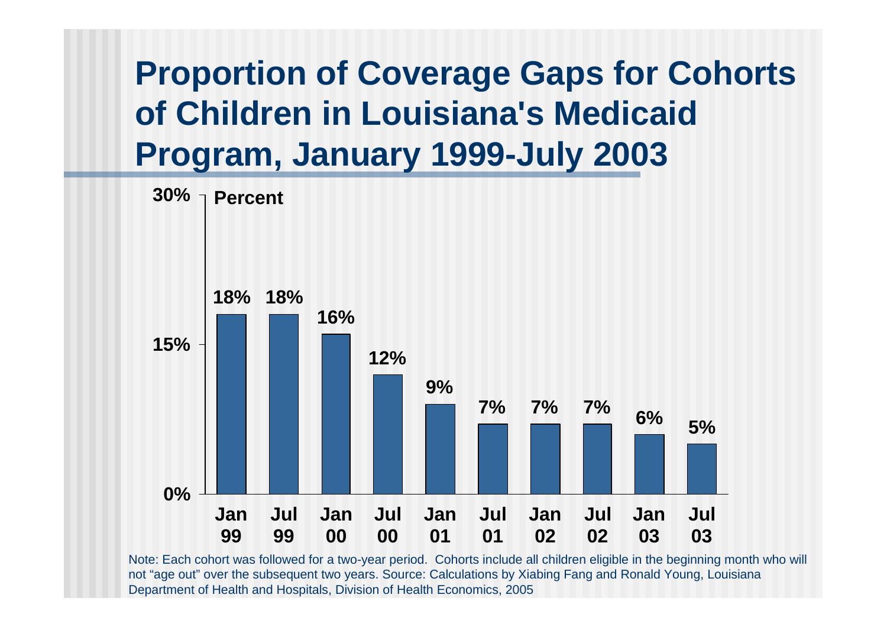# Proportion of Coverage Gaps for Cohorts of Children in Louisiana's Medicaid Program, January 1999-July 2003

30%
Percent

15%

0%

18%
18%
16%
12%
9%
7%
7%
7%
6%
5%

Jan 99
Jul 99
Jan 00
Jul 00
Jan 01
Jul 01
Jan 02
Jul 02
Jan 03
Jul 03

Note: Each cohort was followed for a two-year period. Cohorts include all children eligible in the beginning month who will not "age out" over the subsequent two years. Source: Calculations by Xiabing Fang and Ronald Young, Louisiana Department of Health and Hospitals, Division of Health Economics, 2005